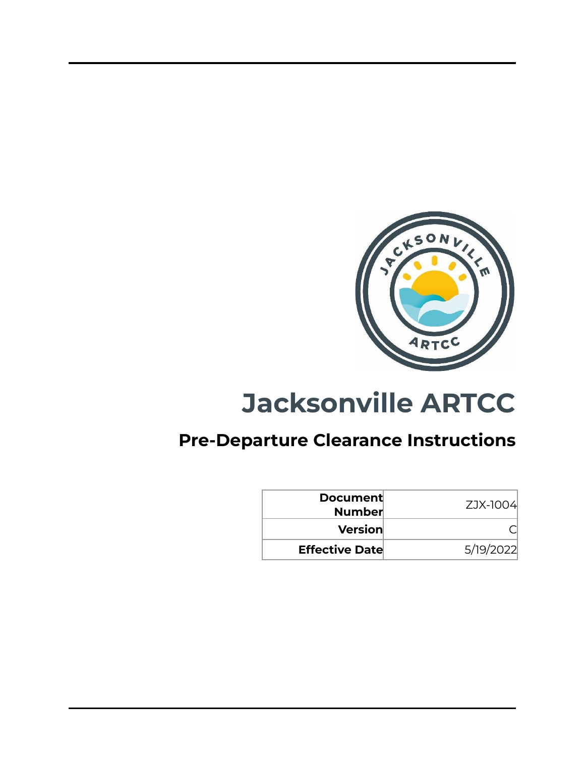# Jacksonville ARTCC

## Pre-Departure Clearance Instructions

| | |
|---|---|
| **Document Number** | ZJX-1004 |
| **Version** | C |
| **Effective Date** | 5/19/2022 |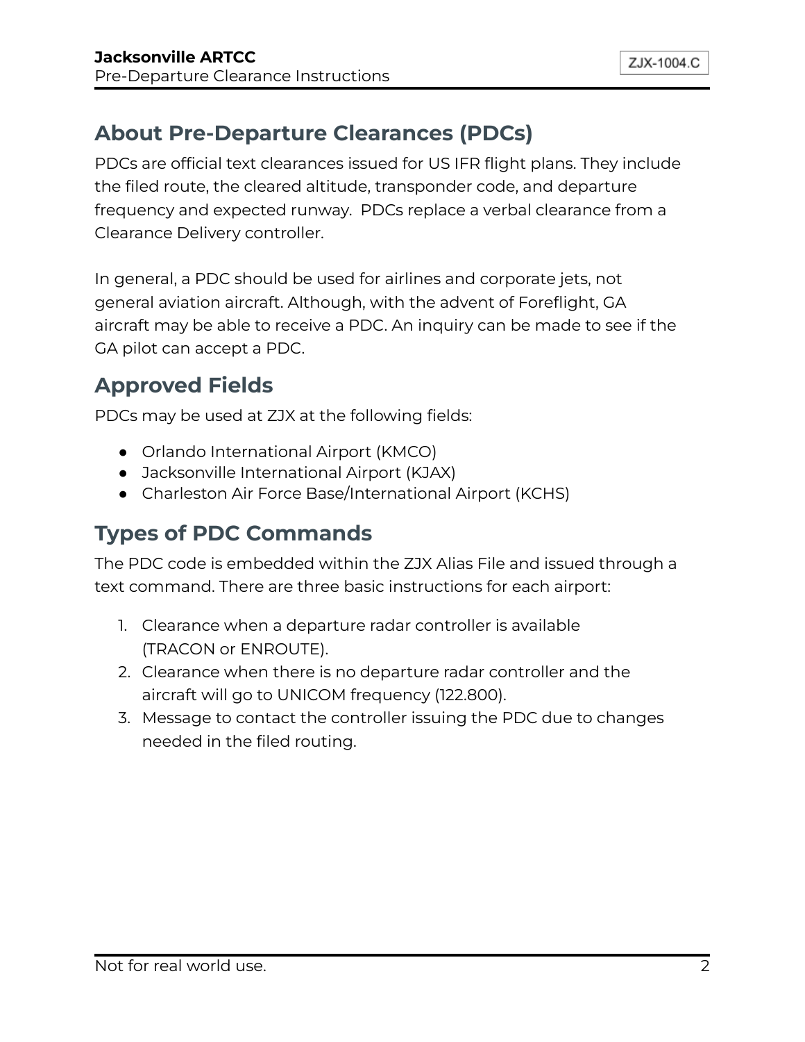## About Pre-Departure Clearances (PDCs)

PDCs are official text clearances issued for US IFR flight plans. They include the filed route, the cleared altitude, transponder code, and departure frequency and expected runway. PDCs replace a verbal clearance from a Clearance Delivery controller.

In general, a PDC should be used for airlines and corporate jets, not general aviation aircraft. Although, with the advent of Foreflight, GA aircraft may be able to receive a PDC. An inquiry can be made to see if the GA pilot can accept a PDC.

## Approved Fields

PDCs may be used at ZJX at the following fields:

- Orlando International Airport (KMCO)
- Jacksonville International Airport (KJAX)
- Charleston Air Force Base/International Airport (KCHS)

## Types of PDC Commands

The PDC code is embedded within the ZJX Alias File and issued through a text command. There are three basic instructions for each airport:

1. Clearance when a departure radar controller is available (TRACON or ENROUTE).
2. Clearance when there is no departure radar controller and the aircraft will go to UNICOM frequency (122.800).
3. Message to contact the controller issuing the PDC due to changes needed in the filed routing.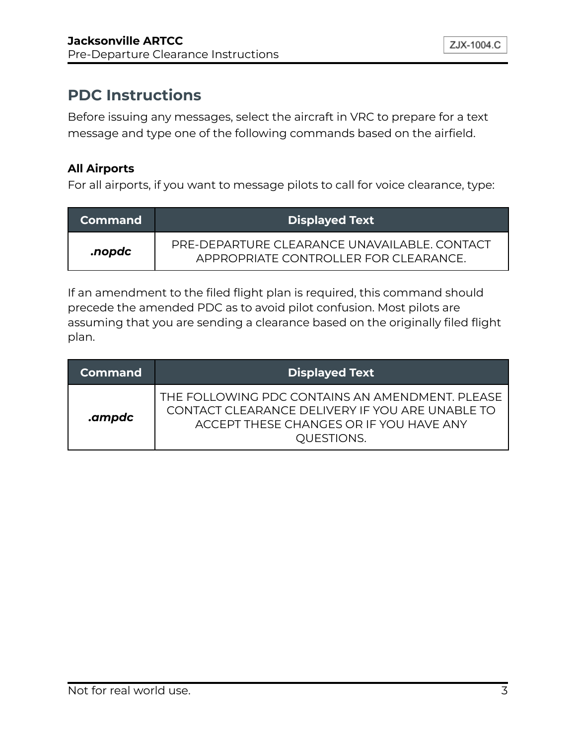## PDC Instructions

Before issuing any messages, select the aircraft in VRC to prepare for a text message and type one of the following commands based on the airfield.

### All Airports

For all airports, if you want to message pilots to call for voice clearance, type:

| Command | Displayed Text |
|---|---|
| ***.nopdc*** | PRE-DEPARTURE CLEARANCE UNAVAILABLE. CONTACT APPROPRIATE CONTROLLER FOR CLEARANCE. |

If an amendment to the filed flight plan is required, this command should precede the amended PDC as to avoid pilot confusion. Most pilots are assuming that you are sending a clearance based on the originally filed flight plan.

| Command | Displayed Text |
|---|---|
| ***.ampdc*** | THE FOLLOWING PDC CONTAINS AN AMENDMENT. PLEASE CONTACT CLEARANCE DELIVERY IF YOU ARE UNABLE TO ACCEPT THESE CHANGES OR IF YOU HAVE ANY QUESTIONS. |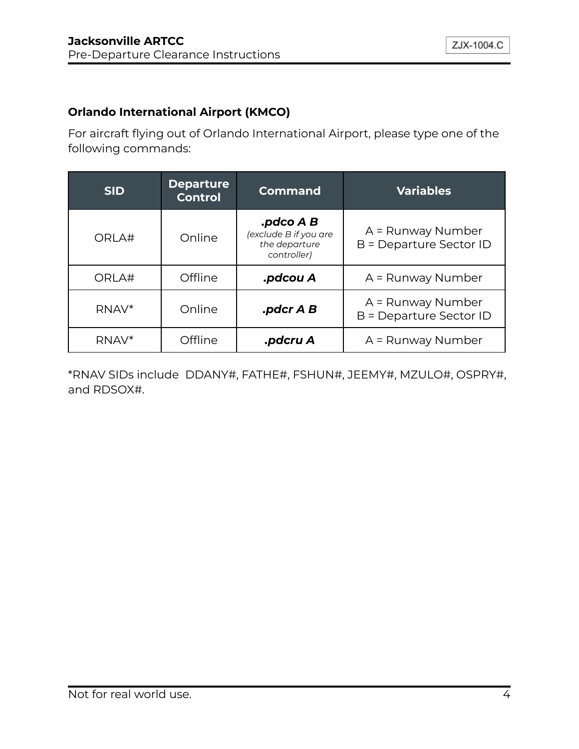**Orlando International Airport (KMCO)**

For aircraft flying out of Orlando International Airport, please type one of the following commands:

| SID | Departure Control | Command | Variables |
|---|---|---|---|
| ORLA# | Online | ***.pdco A B*** *(exclude B if you are the departure controller)* | A = Runway Number<br>B = Departure Sector ID |
| ORLA# | Offline | ***.pdcou A*** | A = Runway Number |
| RNAV* | Online | ***.pdcr A B*** | A = Runway Number<br>B = Departure Sector ID |
| RNAV* | Offline | ***.pdcru A*** | A = Runway Number |

*RNAV SIDs include DDANY#, FATHE#, FSHUN#, JEEMY#, MZULO#, OSPRY#, and RDSOX#.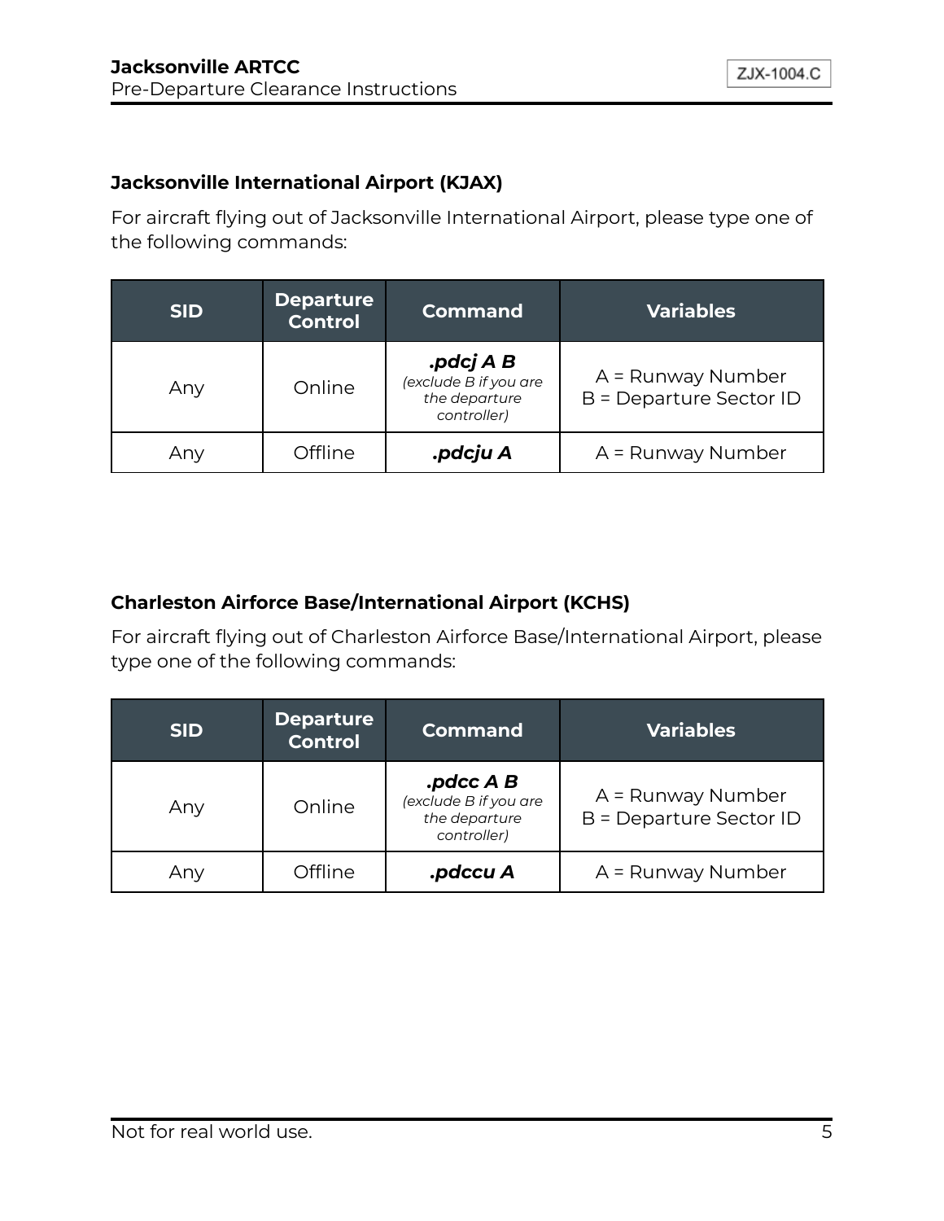### Jacksonville International Airport (KJAX)

For aircraft flying out of Jacksonville International Airport, please type one of the following commands:

| SID | Departure Control | Command | Variables |
|---|---|---|---|
| Any | Online | ***.pdcj A B*** *(exclude B if you are the departure controller)* | A = Runway Number<br>B = Departure Sector ID |
| Any | Offline | ***.pdcju A*** | A = Runway Number |

### Charleston Airforce Base/International Airport (KCHS)

For aircraft flying out of Charleston Airforce Base/International Airport, please type one of the following commands:

| SID | Departure Control | Command | Variables |
|---|---|---|---|
| Any | Online | ***.pdcc A B*** *(exclude B if you are the departure controller)* | A = Runway Number<br>B = Departure Sector ID |
| Any | Offline | ***.pdccu A*** | A = Runway Number |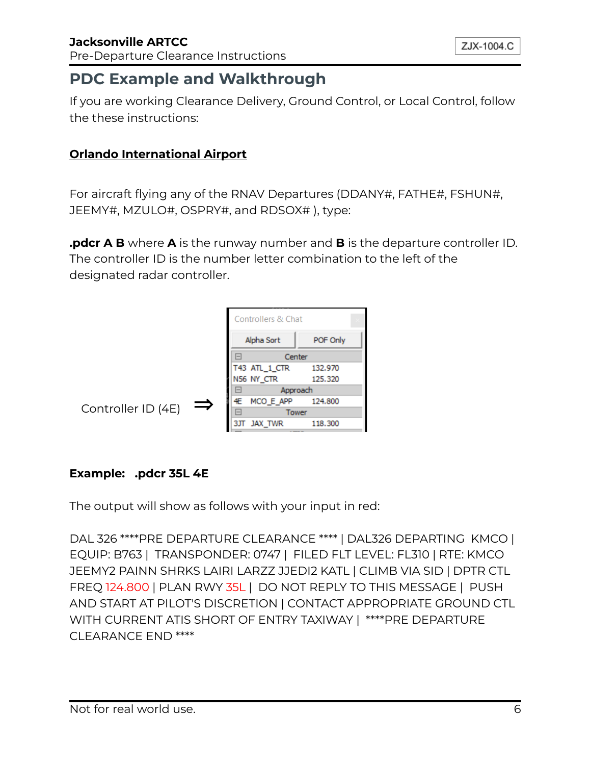## PDC Example and Walkthrough

If you are working Clearance Delivery, Ground Control, or Local Control, follow the these instructions:

**Orlando International Airport**

For aircraft flying any of the RNAV Departures (DDANY#, FATHE#, FSHUN#, JEEMY#, MZULO#, OSPRY#, and RDSOX# ), type:

**.pdcr A B** where **A** is the runway number and **B** is the departure controller ID. The controller ID is the number letter combination to the left of the designated radar controller.

Controller ID (4E) ⇒

| Controllers & Chat | | |
|---|---|---|
| Alpha Sort | POF Only | |
| Center | | |
| T43 | ATL_1_CTR | 132.970 |
| N56 | NY_CTR | 125.320 |
| Approach | | |
| 4E | MCO_E_APP | 124.800 |
| Tower | | |
| 3JT | JAX_TWR | 118.300 |

**Example: .pdcr 35L 4E**

The output will show as follows with your input in red:

DAL 326 ****PRE DEPARTURE CLEARANCE **** | DAL326 DEPARTING KMCO | EQUIP: B763 | TRANSPONDER: 0747 | FILED FLT LEVEL: FL310 | RTE: KMCO JEEMY2 PAINN SHRKS LAIRI LARZZ JJEDI2 KATL | CLIMB VIA SID | DPTR CTL FREQ 124.800 | PLAN RWY 35L | DO NOT REPLY TO THIS MESSAGE | PUSH AND START AT PILOT'S DISCRETION | CONTACT APPROPRIATE GROUND CTL WITH CURRENT ATIS SHORT OF ENTRY TAXIWAY | ****PRE DEPARTURE CLEARANCE END ****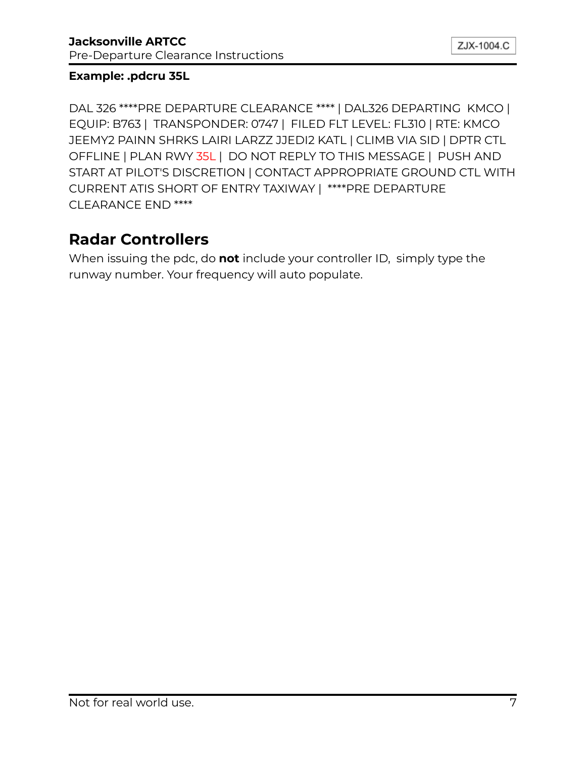**Example: .pdcru 35L**

DAL 326 ****PRE DEPARTURE CLEARANCE **** | DAL326 DEPARTING KMCO | EQUIP: B763 | TRANSPONDER: 0747 | FILED FLT LEVEL: FL310 | RTE: KMCO JEEMY2 PAINN SHRKS LAIRI LARZZ JJEDI2 KATL | CLIMB VIA SID | DPTR CTL OFFLINE | PLAN RWY 35L | DO NOT REPLY TO THIS MESSAGE | PUSH AND START AT PILOT'S DISCRETION | CONTACT APPROPRIATE GROUND CTL WITH CURRENT ATIS SHORT OF ENTRY TAXIWAY | ****PRE DEPARTURE CLEARANCE END ****

## Radar Controllers

When issuing the pdc, do **not** include your controller ID, simply type the runway number. Your frequency will auto populate.